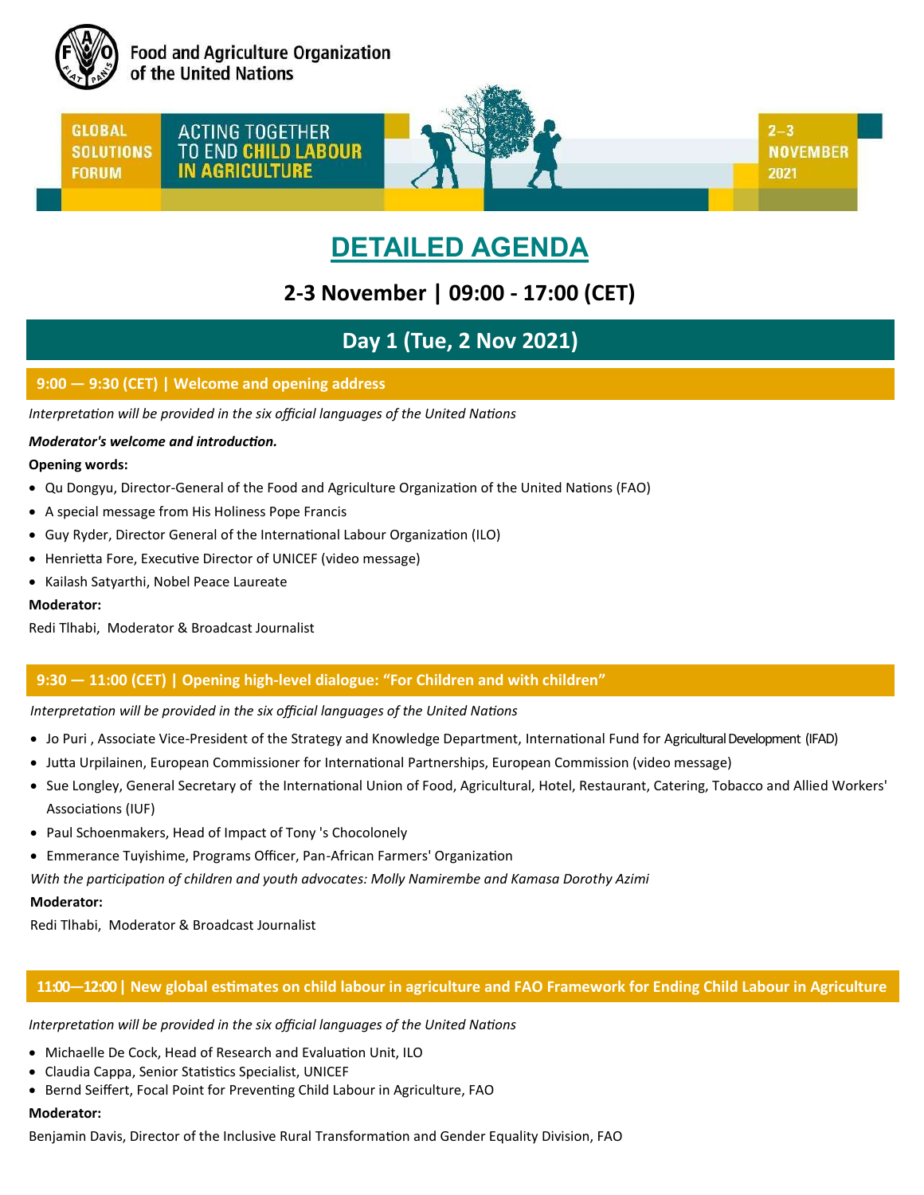Food and Agriculture Organization of the United Nations

GLOBAL SOLUTIONS FORUM

ACTING TOGETHER TO END CHILD LABOUR IN AGRICULTURE

2–3 NOVEMBER 2021

# DETAILED AGENDA

## 2-3 November | 09:00 - 17:00 (CET)

## Day 1 (Tue, 2 Nov 2021)

### 9:00 — 9:30 (CET) | Welcome and opening address

*Interpretation will be provided in the six official languages of the United Nations*

***Moderator's welcome and introduction.***

**Opening words:**

- Qu Dongyu, Director-General of the Food and Agriculture Organization of the United Nations (FAO)
- A special message from His Holiness Pope Francis
- Guy Ryder, Director General of the International Labour Organization (ILO)
- Henrietta Fore, Executive Director of UNICEF (video message)
- Kailash Satyarthi, Nobel Peace Laureate

**Moderator:**

Redi Tlhabi, Moderator & Broadcast Journalist

### 9:30 — 11:00 (CET) | Opening high-level dialogue: "For Children and with children"

*Interpretation will be provided in the six official languages of the United Nations*

- Jo Puri , Associate Vice-President of the Strategy and Knowledge Department, International Fund for Agricultural Development (IFAD)
- Jutta Urpilainen, European Commissioner for International Partnerships, European Commission (video message)
- Sue Longley, General Secretary of the International Union of Food, Agricultural, Hotel, Restaurant, Catering, Tobacco and Allied Workers' Associations (IUF)
- Paul Schoenmakers, Head of Impact of Tony 's Chocolonely
- Emmerance Tuyishime, Programs Officer, Pan-African Farmers' Organization

*With the participation of children and youth advocates: Molly Namirembe and Kamasa Dorothy Azimi*

**Moderator:**

Redi Tlhabi, Moderator & Broadcast Journalist

### 11:00—12:00 | New global estimates on child labour in agriculture and FAO Framework for Ending Child Labour in Agriculture

*Interpretation will be provided in the six official languages of the United Nations*

- Michaelle De Cock, Head of Research and Evaluation Unit, ILO
- Claudia Cappa, Senior Statistics Specialist, UNICEF
- Bernd Seiffert, Focal Point for Preventing Child Labour in Agriculture, FAO

**Moderator:**

Benjamin Davis, Director of the Inclusive Rural Transformation and Gender Equality Division, FAO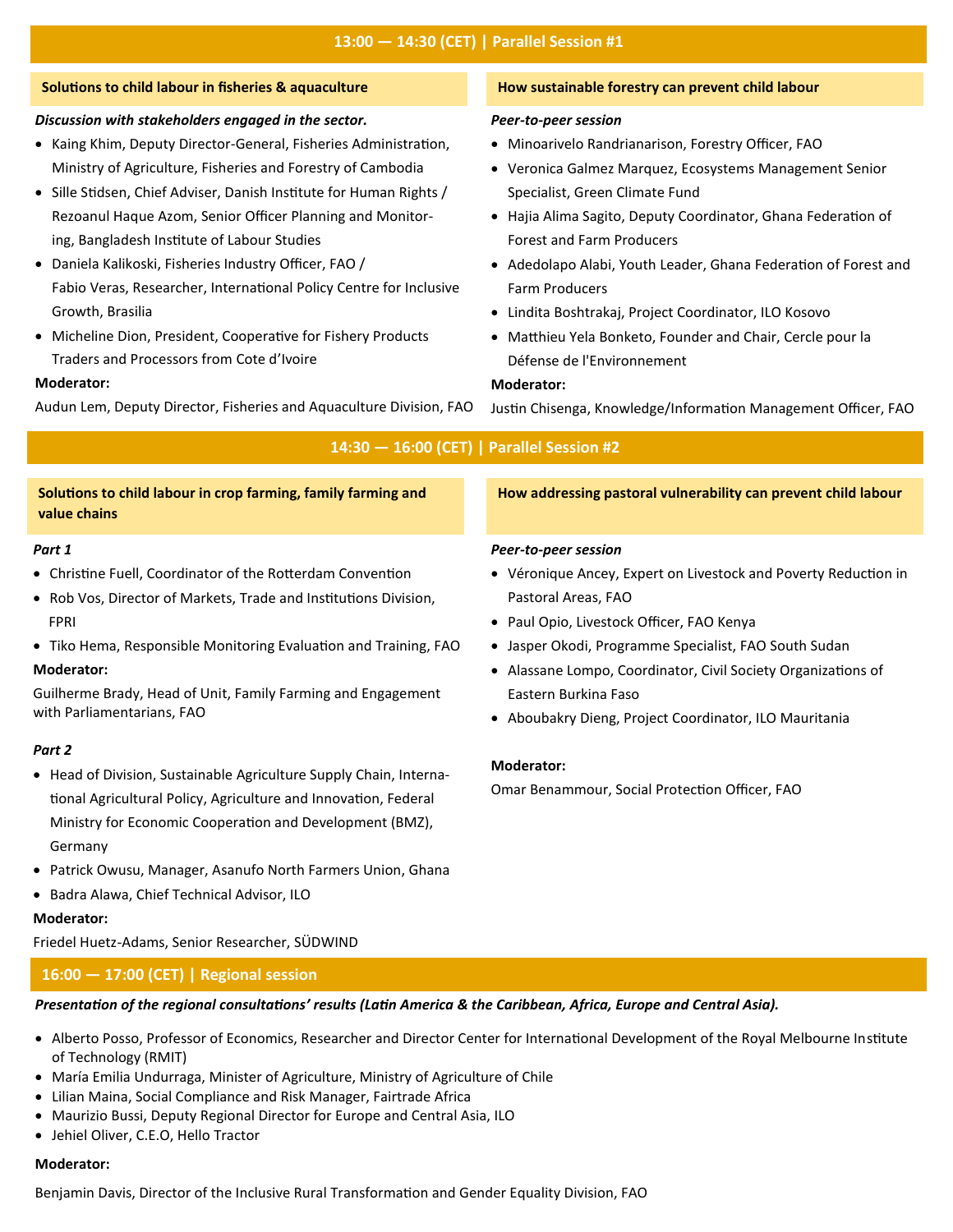## 13:00 — 14:30 (CET) | Parallel Session #1

### Solutions to child labour in fisheries & aquaculture

***Discussion with stakeholders engaged in the sector.***

- Kaing Khim, Deputy Director-General, Fisheries Administration, Ministry of Agriculture, Fisheries and Forestry of Cambodia
- Sille Stidsen, Chief Adviser, Danish Institute for Human Rights / Rezoanul Haque Azom, Senior Officer Planning and Monitoring, Bangladesh Institute of Labour Studies
- Daniela Kalikoski, Fisheries Industry Officer, FAO / Fabio Veras, Researcher, International Policy Centre for Inclusive Growth, Brasilia
- Micheline Dion, President, Cooperative for Fishery Products Traders and Processors from Cote d'Ivoire

**Moderator:**

Audun Lem, Deputy Director, Fisheries and Aquaculture Division, FAO

### How sustainable forestry can prevent child labour

***Peer-to-peer session***

- Minoarivelo Randrianarison, Forestry Officer, FAO
- Veronica Galmez Marquez, Ecosystems Management Senior Specialist, Green Climate Fund
- Hajia Alima Sagito, Deputy Coordinator, Ghana Federation of Forest and Farm Producers
- Adedolapo Alabi, Youth Leader, Ghana Federation of Forest and Farm Producers
- Lindita Boshtrakaj, Project Coordinator, ILO Kosovo
- Matthieu Yela Bonketo, Founder and Chair, Cercle pour la Défense de l'Environnement

**Moderator:**

Justin Chisenga, Knowledge/Information Management Officer, FAO

## 14:30 — 16:00 (CET) | Parallel Session #2

### Solutions to child labour in crop farming, family farming and value chains

***Part 1***

- Christine Fuell, Coordinator of the Rotterdam Convention
- Rob Vos, Director of Markets, Trade and Institutions Division, FPRI
- Tiko Hema, Responsible Monitoring Evaluation and Training, FAO

**Moderator:**

Guilherme Brady, Head of Unit, Family Farming and Engagement with Parliamentarians, FAO

***Part 2***

- Head of Division, Sustainable Agriculture Supply Chain, International Agricultural Policy, Agriculture and Innovation, Federal Ministry for Economic Cooperation and Development (BMZ), Germany
- Patrick Owusu, Manager, Asanufo North Farmers Union, Ghana
- Badra Alawa, Chief Technical Advisor, ILO

**Moderator:**

Friedel Huetz-Adams, Senior Researcher, SÜDWIND

### How addressing pastoral vulnerability can prevent child labour

***Peer-to-peer session***

- Véronique Ancey, Expert on Livestock and Poverty Reduction in Pastoral Areas, FAO
- Paul Opio, Livestock Officer, FAO Kenya
- Jasper Okodi, Programme Specialist, FAO South Sudan
- Alassane Lompo, Coordinator, Civil Society Organizations of Eastern Burkina Faso
- Aboubakry Dieng, Project Coordinator, ILO Mauritania

**Moderator:**

Omar Benammour, Social Protection Officer, FAO

## 16:00 — 17:00 (CET) | Regional session

***Presentation of the regional consultations' results (Latin America & the Caribbean, Africa, Europe and Central Asia).***

- Alberto Posso, Professor of Economics, Researcher and Director Center for International Development of the Royal Melbourne Institute of Technology (RMIT)
- María Emilia Undurraga, Minister of Agriculture, Ministry of Agriculture of Chile
- Lilian Maina, Social Compliance and Risk Manager, Fairtrade Africa
- Maurizio Bussi, Deputy Regional Director for Europe and Central Asia, ILO
- Jehiel Oliver, C.E.O, Hello Tractor

**Moderator:**

Benjamin Davis, Director of the Inclusive Rural Transformation and Gender Equality Division, FAO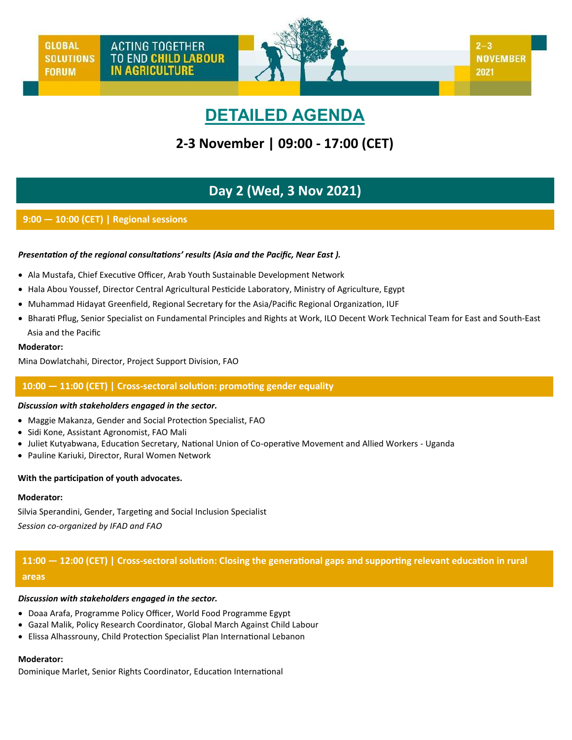GLOBAL SOLUTIONS FORUM — ACTING TOGETHER TO END CHILD LABOUR IN AGRICULTURE — 2–3 NOVEMBER 2021

# DETAILED AGENDA

## 2-3 November | 09:00 - 17:00 (CET)

## Day 2 (Wed, 3 Nov 2021)

### 9:00 — 10:00 (CET) | Regional sessions

***Presentation of the regional consultations' results (Asia and the Pacific, Near East ).***

- Ala Mustafa, Chief Executive Officer, Arab Youth Sustainable Development Network
- Hala Abou Youssef, Director Central Agricultural Pesticide Laboratory, Ministry of Agriculture, Egypt
- Muhammad Hidayat Greenfield, Regional Secretary for the Asia/Pacific Regional Organization, IUF
- Bharati Pflug, Senior Specialist on Fundamental Principles and Rights at Work, ILO Decent Work Technical Team for East and South-East Asia and the Pacific

**Moderator:**

Mina Dowlatchahi, Director, Project Support Division, FAO

### 10:00 — 11:00 (CET) | Cross-sectoral solution: promoting gender equality

***Discussion with stakeholders engaged in the sector.***

- Maggie Makanza, Gender and Social Protection Specialist, FAO
- Sidi Kone, Assistant Agronomist, FAO Mali
- Juliet Kutyabwana, Education Secretary, National Union of Co-operative Movement and Allied Workers - Uganda
- Pauline Kariuki, Director, Rural Women Network

**With the participation of youth advocates.**

**Moderator:**

Silvia Sperandini, Gender, Targeting and Social Inclusion Specialist

*Session co-organized by IFAD and FAO*

### 11:00 — 12:00 (CET) | Cross-sectoral solution: Closing the generational gaps and supporting relevant education in rural areas

***Discussion with stakeholders engaged in the sector.***

- Doaa Arafa, Programme Policy Officer, World Food Programme Egypt
- Gazal Malik, Policy Research Coordinator, Global March Against Child Labour
- Elissa Alhassrouny, Child Protection Specialist Plan International Lebanon

**Moderator:**

Dominique Marlet, Senior Rights Coordinator, Education International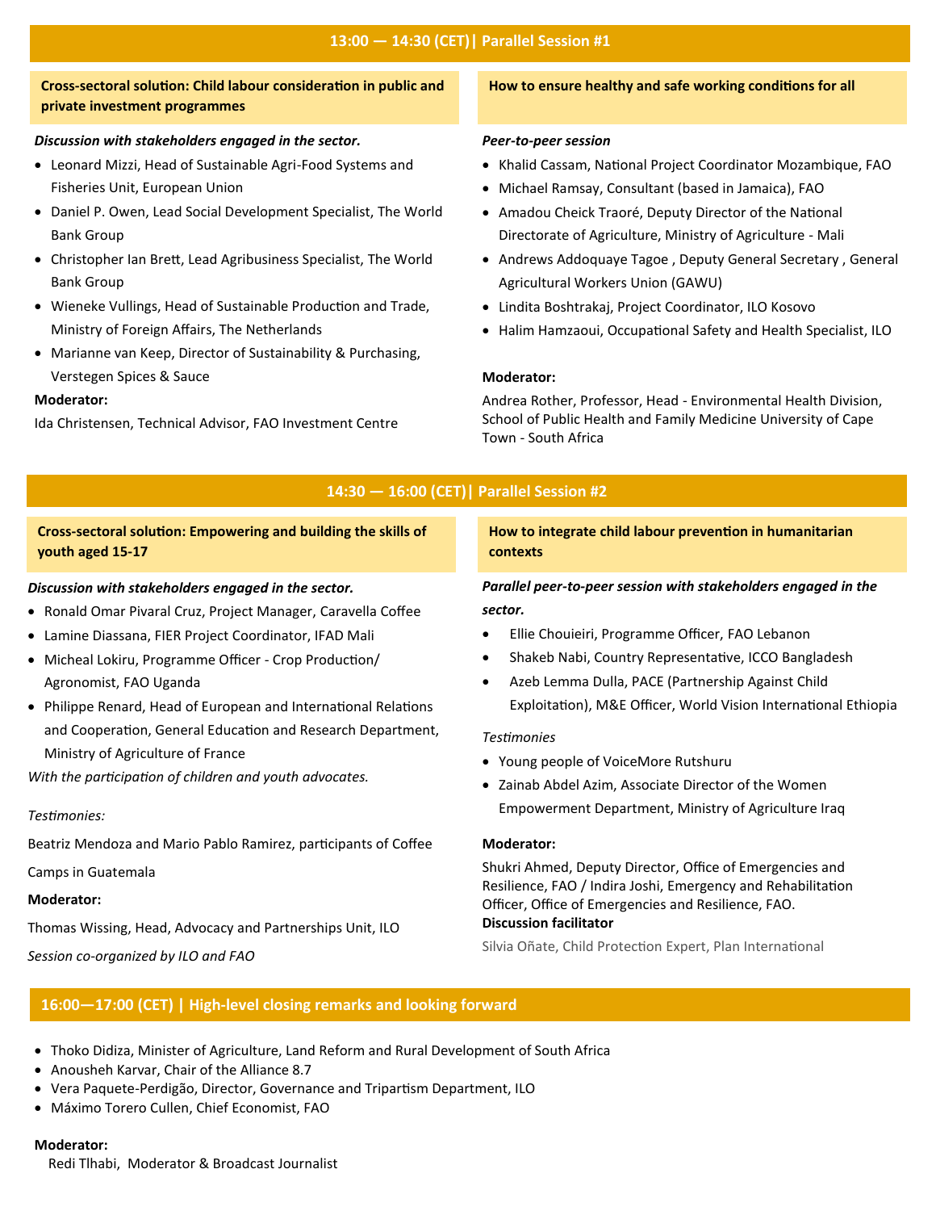## 13:00 — 14:30 (CET)| Parallel Session #1

### Cross-sectoral solution: Child labour consideration in public and private investment programmes

***Discussion with stakeholders engaged in the sector.***

- Leonard Mizzi, Head of Sustainable Agri-Food Systems and Fisheries Unit, European Union
- Daniel P. Owen, Lead Social Development Specialist, The World Bank Group
- Christopher Ian Brett, Lead Agribusiness Specialist, The World Bank Group
- Wieneke Vullings, Head of Sustainable Production and Trade, Ministry of Foreign Affairs, The Netherlands
- Marianne van Keep, Director of Sustainability & Purchasing, Verstegen Spices & Sauce

**Moderator:**

Ida Christensen, Technical Advisor, FAO Investment Centre

### How to ensure healthy and safe working conditions for all

***Peer-to-peer session***

- Khalid Cassam, National Project Coordinator Mozambique, FAO
- Michael Ramsay, Consultant (based in Jamaica), FAO
- Amadou Cheick Traoré, Deputy Director of the National Directorate of Agriculture, Ministry of Agriculture - Mali
- Andrews Addoquaye Tagoe , Deputy General Secretary , General Agricultural Workers Union (GAWU)
- Lindita Boshtrakaj, Project Coordinator, ILO Kosovo
- Halim Hamzaoui, Occupational Safety and Health Specialist, ILO

**Moderator:**

Andrea Rother, Professor, Head - Environmental Health Division, School of Public Health and Family Medicine University of Cape Town - South Africa

## 14:30 — 16:00 (CET)| Parallel Session #2

### Cross-sectoral solution: Empowering and building the skills of youth aged 15-17

***Discussion with stakeholders engaged in the sector.***

- Ronald Omar Pivaral Cruz, Project Manager, Caravella Coffee
- Lamine Diassana, FIER Project Coordinator, IFAD Mali
- Micheal Lokiru, Programme Officer - Crop Production/ Agronomist, FAO Uganda
- Philippe Renard, Head of European and International Relations and Cooperation, General Education and Research Department, Ministry of Agriculture of France

*With the participation of children and youth advocates.*

*Testimonies:*

Beatriz Mendoza and Mario Pablo Ramirez, participants of Coffee Camps in Guatemala

**Moderator:**

Thomas Wissing, Head, Advocacy and Partnerships Unit, ILO

*Session co-organized by ILO and FAO*

### How to integrate child labour prevention in humanitarian contexts

***Parallel peer-to-peer session with stakeholders engaged in the sector.***

- Ellie Chouieiri, Programme Officer, FAO Lebanon
- Shakeb Nabi, Country Representative, ICCO Bangladesh
- Azeb Lemma Dulla, PACE (Partnership Against Child Exploitation), M&E Officer, World Vision International Ethiopia

*Testimonies*

- Young people of VoiceMore Rutshuru
- Zainab Abdel Azim, Associate Director of the Women Empowerment Department, Ministry of Agriculture Iraq

**Moderator:**

Shukri Ahmed, Deputy Director, Office of Emergencies and Resilience, FAO / Indira Joshi, Emergency and Rehabilitation Officer, Office of Emergencies and Resilience, FAO.

**Discussion facilitator**

Silvia Oñate, Child Protection Expert, Plan International

## 16:00—17:00 (CET) | High-level closing remarks and looking forward

- Thoko Didiza, Minister of Agriculture, Land Reform and Rural Development of South Africa
- Anousheh Karvar, Chair of the Alliance 8.7
- Vera Paquete-Perdigão, Director, Governance and Tripartism Department, ILO
- Máximo Torero Cullen, Chief Economist, FAO

**Moderator:**

Redi Tlhabi, Moderator & Broadcast Journalist